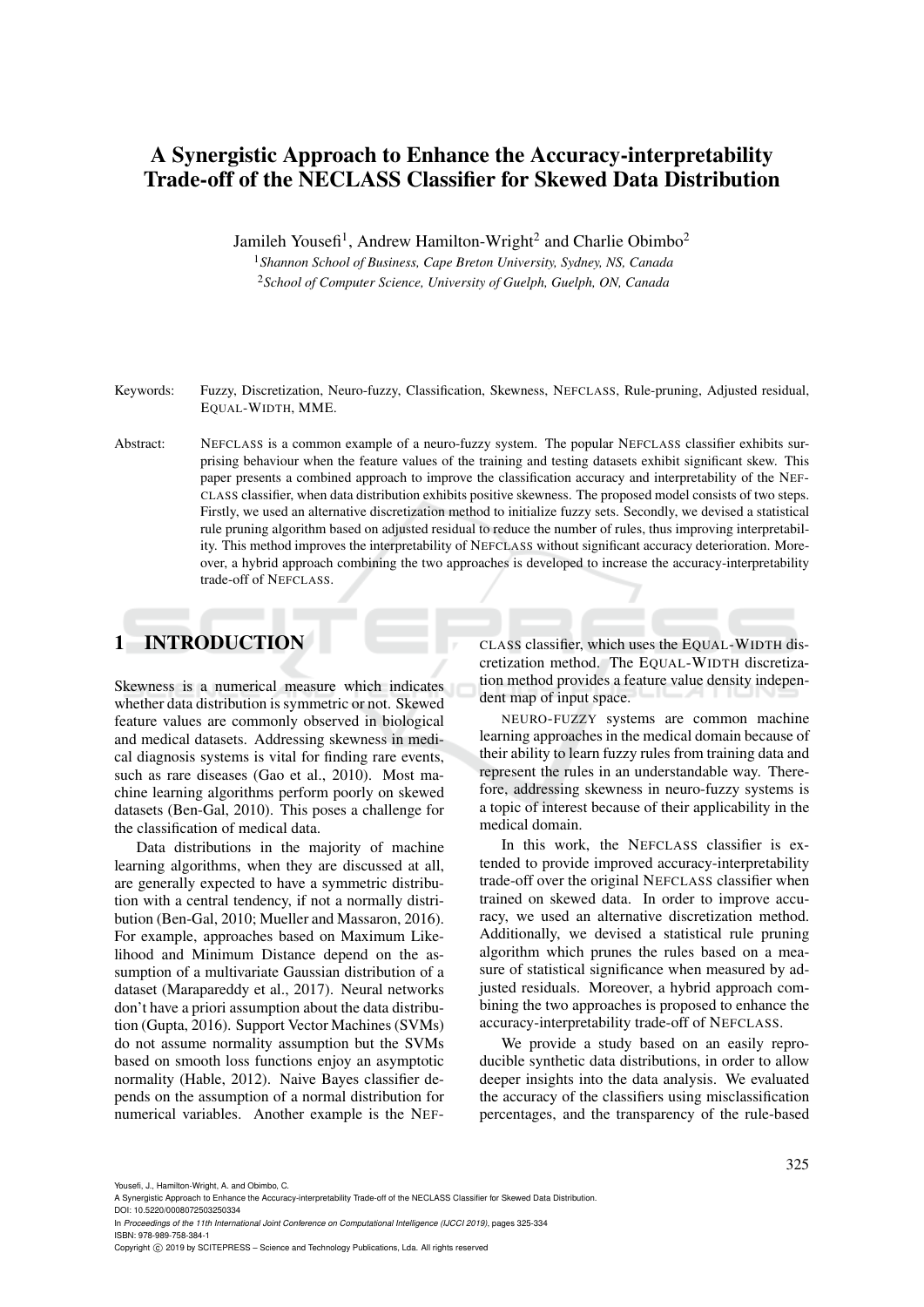# A Synergistic Approach to Enhance the Accuracy-interpretability Trade-off of the NECLASS Classifier for Skewed Data Distribution

Jamileh Yousefi[1], Andrew Hamilton-Wright[2] and Charlie Obimbo[2]

[1]*Shannon School of Business, Cape Breton University, Sydney, NS, Canada*

[2]*School of Computer Science, University of Guelph, Guelph, ON, Canada*

Keywords: Fuzzy, Discretization, Neuro-fuzzy, Classification, Skewness, NEFCLASS, Rule-pruning, Adjusted residual, EQUAL-WIDTH, MME.

Abstract: NEFCLASS is a common example of a neuro-fuzzy system. The popular NEFCLASS classifier exhibits surprising behaviour when the feature values of the training and testing datasets exhibit significant skew. This paper presents a combined approach to improve the classification accuracy and interpretability of the NEFCLASS classifier, when data distribution exhibits positive skewness. The proposed model consists of two steps. Firstly, we used an alternative discretization method to initialize fuzzy sets. Secondly, we devised a statistical rule pruning algorithm based on adjusted residual to reduce the number of rules, thus improving interpretability. This method improves the interpretability of NEFCLASS without significant accuracy deterioration. Moreover, a hybrid approach combining the two approaches is developed to increase the accuracy-interpretability trade-off of NEFCLASS.

## 1 INTRODUCTION

Skewness is a numerical measure which indicates whether data distribution is symmetric or not. Skewed feature values are commonly observed in biological and medical datasets. Addressing skewness in medical diagnosis systems is vital for finding rare events, such as rare diseases (Gao et al., 2010). Most machine learning algorithms perform poorly on skewed datasets (Ben-Gal, 2010). This poses a challenge for the classification of medical data.

Data distributions in the majority of machine learning algorithms, when they are discussed at all, are generally expected to have a symmetric distribution with a central tendency, if not a normally distribution (Ben-Gal, 2010; Mueller and Massaron, 2016). For example, approaches based on Maximum Likelihood and Minimum Distance depend on the assumption of a multivariate Gaussian distribution of a dataset (Marapareddy et al., 2017). Neural networks don't have a priori assumption about the data distribution (Gupta, 2016). Support Vector Machines (SVMs) do not assume normality assumption but the SVMs based on smooth loss functions enjoy an asymptotic normality (Hable, 2012). Naive Bayes classifier depends on the assumption of a normal distribution for numerical variables. Another example is the NEFCLASS classifier, which uses the EQUAL-WIDTH discretization method. The EQUAL-WIDTH discretization method provides a feature value density independent map of input space.

NEURO-FUZZY systems are common machine learning approaches in the medical domain because of their ability to learn fuzzy rules from training data and represent the rules in an understandable way. Therefore, addressing skewness in neuro-fuzzy systems is a topic of interest because of their applicability in the medical domain.

In this work, the NEFCLASS classifier is extended to provide improved accuracy-interpretability trade-off over the original NEFCLASS classifier when trained on skewed data. In order to improve accuracy, we used an alternative discretization method. Additionally, we devised a statistical rule pruning algorithm which prunes the rules based on a measure of statistical significance when measured by adjusted residuals. Moreover, a hybrid approach combining the two approaches is proposed to enhance the accuracy-interpretability trade-off of NEFCLASS.

We provide a study based on an easily reproducible synthetic data distributions, in order to allow deeper insights into the data analysis. We evaluated the accuracy of the classifiers using misclassification percentages, and the transparency of the rule-based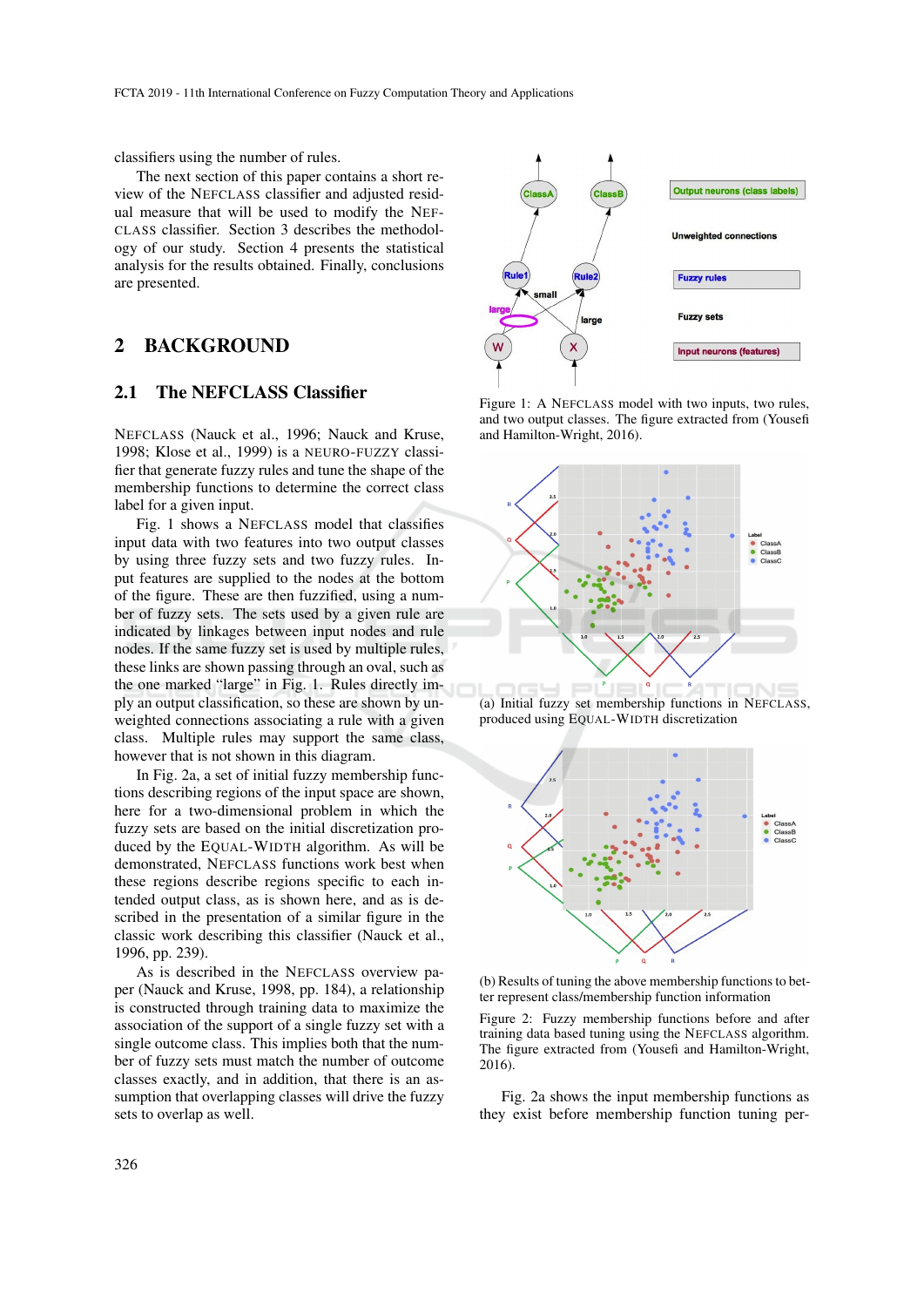classifiers using the number of rules.

The next section of this paper contains a short review of the NEFCLASS classifier and adjusted residual measure that will be used to modify the NEFCLASS classifier. Section 3 describes the methodology of our study. Section 4 presents the statistical analysis for the results obtained. Finally, conclusions are presented.

## 2 BACKGROUND

### 2.1 The NEFCLASS Classifier

NEFCLASS (Nauck et al., 1996; Nauck and Kruse, 1998; Klose et al., 1999) is a NEURO-FUZZY classifier that generate fuzzy rules and tune the shape of the membership functions to determine the correct class label for a given input.

Fig. 1 shows a NEFCLASS model that classifies input data with two features into two output classes by using three fuzzy sets and two fuzzy rules. Input features are supplied to the nodes at the bottom of the figure. These are then fuzzified, using a number of fuzzy sets. The sets used by a given rule are indicated by linkages between input nodes and rule nodes. If the same fuzzy set is used by multiple rules, these links are shown passing through an oval, such as the one marked "large" in Fig. 1. Rules directly imply an output classification, so these are shown by unweighted connections associating a rule with a given class. Multiple rules may support the same class, however that is not shown in this diagram.

In Fig. 2a, a set of initial fuzzy membership functions describing regions of the input space are shown, here for a two-dimensional problem in which the fuzzy sets are based on the initial discretization produced by the EQUAL-WIDTH algorithm. As will be demonstrated, NEFCLASS functions work best when these regions describe regions specific to each intended output class, as is shown here, and as is described in the presentation of a similar figure in the classic work describing this classifier (Nauck et al., 1996, pp. 239).

As is described in the NEFCLASS overview paper (Nauck and Kruse, 1998, pp. 184), a relationship is constructed through training data to maximize the association of the support of a single fuzzy set with a single outcome class. This implies both that the number of fuzzy sets must match the number of outcome classes exactly, and in addition, that there is an assumption that overlapping classes will drive the fuzzy sets to overlap as well.

Figure 1: A NEFCLASS model with two inputs, two rules, and two output classes. The figure extracted from (Yousefi and Hamilton-Wright, 2016).

(a) Initial fuzzy set membership functions in NEFCLASS, produced using EQUAL-WIDTH discretization

(b) Results of tuning the above membership functions to better represent class/membership function information

Figure 2: Fuzzy membership functions before and after training data based tuning using the NEFCLASS algorithm. The figure extracted from (Yousefi and Hamilton-Wright, 2016).

Fig. 2a shows the input membership functions as they exist before membership function tuning per-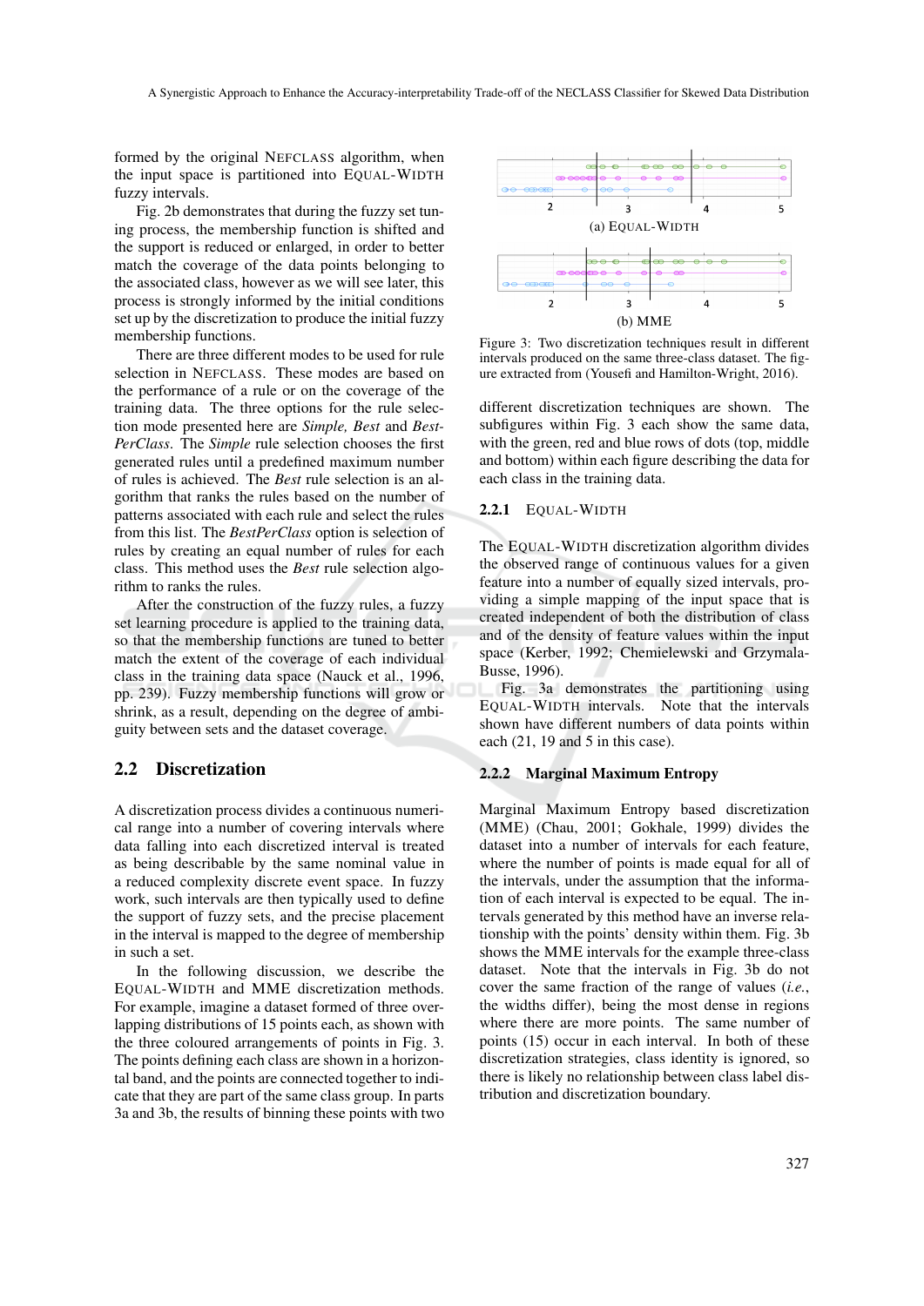formed by the original NEFCLASS algorithm, when the input space is partitioned into EQUAL-WIDTH fuzzy intervals.

Fig. 2b demonstrates that during the fuzzy set tuning process, the membership function is shifted and the support is reduced or enlarged, in order to better match the coverage of the data points belonging to the associated class, however as we will see later, this process is strongly informed by the initial conditions set up by the discretization to produce the initial fuzzy membership functions.

There are three different modes to be used for rule selection in NEFCLASS. These modes are based on the performance of a rule or on the coverage of the training data. The three options for the rule selection mode presented here are *Simple, Best* and *BestPerClass*. The *Simple* rule selection chooses the first generated rules until a predefined maximum number of rules is achieved. The *Best* rule selection is an algorithm that ranks the rules based on the number of patterns associated with each rule and select the rules from this list. The *BestPerClass* option is selection of rules by creating an equal number of rules for each class. This method uses the *Best* rule selection algorithm to ranks the rules.

After the construction of the fuzzy rules, a fuzzy set learning procedure is applied to the training data, so that the membership functions are tuned to better match the extent of each individual class in the training data space (Nauck et al., 1996, pp. 239). Fuzzy membership functions will grow or shrink, as a result, depending on the degree of ambiguity between sets and the dataset coverage.

## 2.2 Discretization

A discretization process divides a continuous numerical range into a number of covering intervals where data falling into each discretized interval is treated as being describable by the same nominal value in a reduced complexity discrete event space. In fuzzy work, such intervals are then typically used to define the support of fuzzy sets, and the precise placement in the interval is mapped to the degree of membership in such a set.

In the following discussion, we describe the EQUAL-WIDTH and MME discretization methods. For example, imagine a dataset formed of three overlapping distributions of 15 points each, as shown with the three coloured arrangements of points in Fig. 3. The points defining each class are shown in a horizontal band, and the points are connected together to indicate that they are part of the same class group. In parts 3a and 3b, the results of binning these points with two different discretization techniques are shown. The subfigures within Fig. 3 each show the same data, with the green, red and blue rows of dots (top, middle and bottom) within each figure describing the data for each class in the training data.

2 3 4 5

(a) EQUAL-WIDTH

2 3 4 5

(b) MME

Figure 3: Two discretization techniques result in different intervals produced on the same three-class dataset. The figure extracted from (Yousefi and Hamilton-Wright, 2016).

### 2.2.1 EQUAL-WIDTH

The EQUAL-WIDTH discretization algorithm divides the observed range of continuous values for a given feature into a number of equally sized intervals, providing a simple mapping of the input space that is created independent of both the distribution of class and of the density of feature values within the input space (Kerber, 1992; Chemielewski and Grzymala-Busse, 1996).

Fig. 3a demonstrates the partitioning using EQUAL-WIDTH intervals. Note that the intervals shown have different numbers of data points within each (21, 19 and 5 in this case).

### 2.2.2 Marginal Maximum Entropy

Marginal Maximum Entropy based discretization (MME) (Chau, 2001; Gokhale, 1999) divides the dataset into a number of intervals for each feature, where the number of points is made equal for all of the intervals, under the assumption that the information of each interval is expected to be equal. The intervals generated by this method have an inverse relationship with the points' density within them. Fig. 3b shows the MME intervals for the example three-class dataset. Note that the intervals in Fig. 3b do not cover the same fraction of the range of values (*i.e.*, the widths differ), being the most dense in regions where there are more points. The same number of points (15) occur in each interval. In both of these discretization strategies, class identity is ignored, so there is likely no relationship between class label distribution and discretization boundary.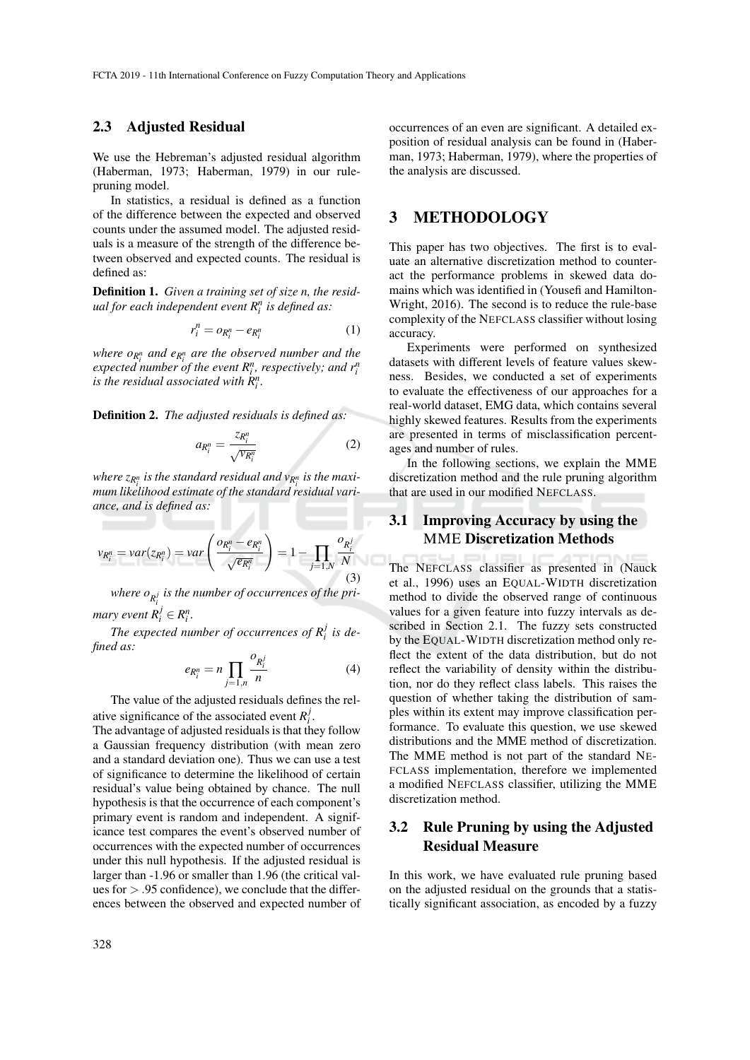### 2.3 Adjusted Residual

We use the Hebreman's adjusted residual algorithm (Haberman, 1973; Haberman, 1979) in our rule-pruning model.

In statistics, a residual is defined as a function of the difference between the expected and observed counts under the assumed model. The adjusted residuals is a measure of the strength of the difference between observed and expected counts. The residual is defined as:

**Definition 1.** *Given a training set of size n, the residual for each independent event $R_i^n$ is defined as:*

$$r_i^n = o_{R_i^n} - e_{R_i^n} \tag{1}$$

*where $o_{R_i^n}$ and $e_{R_i^n}$ are the observed number and the expected number of the event $R_i^n$, respectively; and $r_i^n$ is the residual associated with $R_i^n$.*

**Definition 2.** *The adjusted residuals is defined as:*

$$a_{R_i^n} = \frac{z_{R_i^n}}{\sqrt{v_{R_i^n}}} \tag{2}$$

*where $z_{R_i^n}$ is the standard residual and $v_{R_i^n}$ is the maximum likelihood estimate of the standard residual variance, and is defined as:*

$$v_{R_i^n} = var(z_{R_i^n}) = var\left(\frac{o_{R_i^n} - e_{R_i^n}}{\sqrt{e_{R_i^n}}}\right) = 1 - \prod_{j=1,N} \frac{o_{R_i^j}}{N} \tag{3}$$

*where $o_{R_i^j}$ is the number of occurrences of the primary event $R_i^j \in R_i^n$.*

*The expected number of occurrences of $R_i^j$ is defined as:*

$$e_{R_i^n} = n \prod_{j=1,n} \frac{o_{R_i^j}}{n} \tag{4}$$

The value of the adjusted residuals defines the relative significance of the associated event $R_i^j$.

The advantage of adjusted residuals is that they follow a Gaussian frequency distribution (with mean zero and a standard deviation one). Thus we can use a test of significance to determine the likelihood of certain residual's value being obtained by chance. The null hypothesis is that the occurrence of each component's primary event is random and independent. A significance test compares the event's observed number of occurrences with the expected number of occurrences under this null hypothesis. If the adjusted residual is larger than -1.96 or smaller than 1.96 (the critical values for $> .95$ confidence), we conclude that the differences between the observed and expected number of occurrences of an even are significant. A detailed exposition of residual analysis can be found in (Haberman, 1973; Haberman, 1979), where the properties of the analysis are discussed.

## 3 METHODOLOGY

This paper has two objectives. The first is to evaluate an alternative discretization method to counteract the performance problems in skewed data domains which was identified in (Yousefi and Hamilton-Wright, 2016). The second is to reduce the rule-base complexity of the NEFCLASS classifier without losing accuracy.

Experiments were performed on synthesized datasets with different levels of feature values skewness. Besides, we conducted a set of experiments to evaluate the effectiveness of our approaches for a real-world dataset, EMG data, which contains several highly skewed features. Results from the experiments are presented in terms of misclassification percentages and number of rules.

In the following sections, we explain the MME discretization method and the rule pruning algorithm that are used in our modified NEFCLASS.

### 3.1 Improving Accuracy by using the MME Discretization Methods

The NEFCLASS classifier as presented in (Nauck et al., 1996) uses an EQUAL-WIDTH discretization method to divide the observed range of continuous values for a given feature into fuzzy intervals as described in Section 2.1. The fuzzy sets constructed by the EQUAL-WIDTH discretization method only reflect the extent of the data distribution, but do not reflect the variability of density within the distribution, nor do they reflect class labels. This raises the question of whether taking the distribution of samples within its extent may improve classification performance. To evaluate this question, we use skewed distributions and the MME method of discretization. The MME method is not part of the standard NEFCLASS implementation, therefore we implemented a modified NEFCLASS classifier, utilizing the MME discretization method.

### 3.2 Rule Pruning by using the Adjusted Residual Measure

In this work, we have evaluated rule pruning based on the adjusted residual on the grounds that a statistically significant association, as encoded by a fuzzy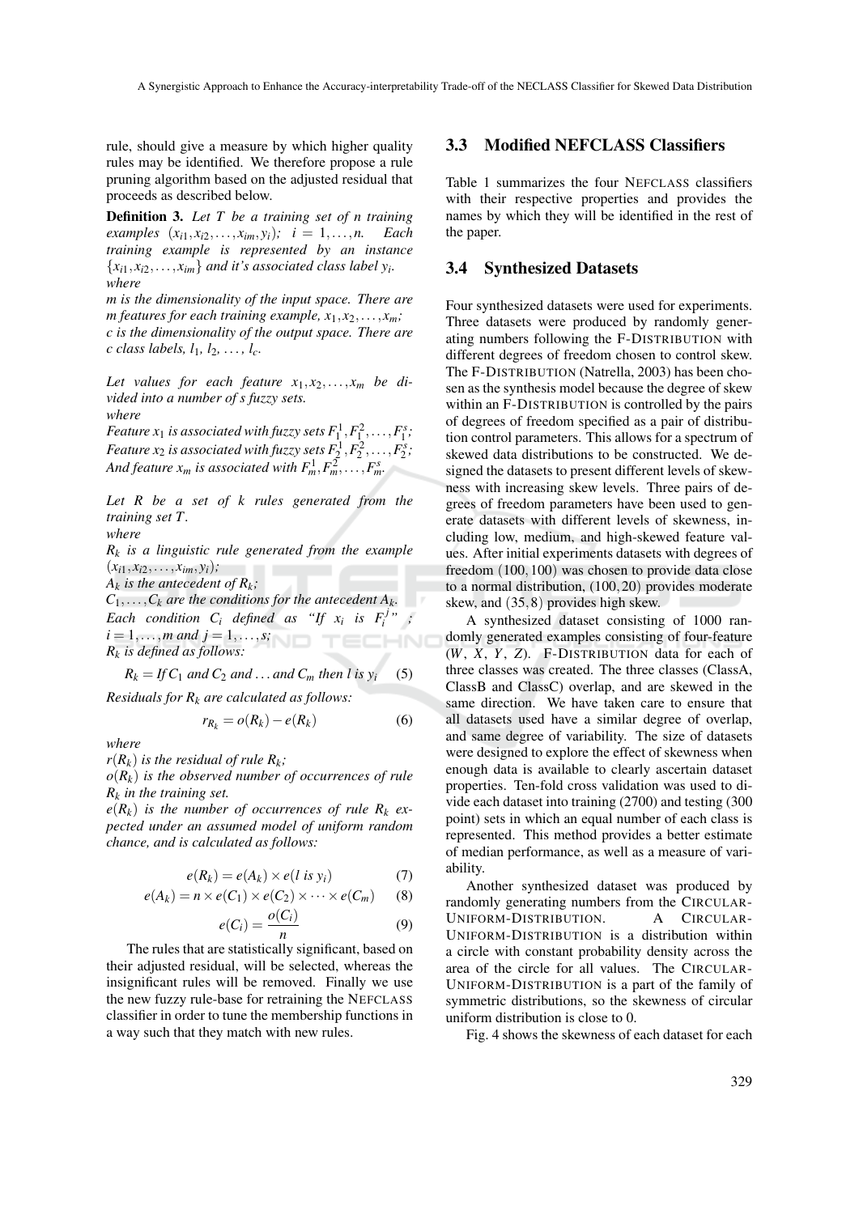rule, should give a measure by which higher quality rules may be identified. We therefore propose a rule pruning algorithm based on the adjusted residual that proceeds as described below.

**Definition 3.** *Let $T$ be a training set of $n$ training examples $(x_{i1}, x_{i2}, \ldots, x_{im}, y_i)$; $i = 1, \ldots, n$. Each training example is represented by an instance $\{x_{i1}, x_{i2}, \ldots, x_{im}\}$ and it's associated class label $y_i$.*
*where*
*$m$ is the dimensionality of the input space. There are $m$ features for each training example, $x_1, x_2, \ldots, x_m$;*
*$c$ is the dimensionality of the output space. There are $c$ class labels, $l_1$, $l_2$, …, $l_c$.*

*Let values for each feature $x_1, x_2, \ldots, x_m$ be divided into a number of $s$ fuzzy sets.*
*where*
*Feature $x_1$ is associated with fuzzy sets $F_1^1, F_1^2, \ldots, F_1^s$;*
*Feature $x_2$ is associated with fuzzy sets $F_2^1, F_2^2, \ldots, F_2^s$;*
*And feature $x_m$ is associated with $F_m^1, F_m^2, \ldots, F_m^s$.*

*Let $R$ be a set of $k$ rules generated from the training set $T$.*
*where*
*$R_k$ is a linguistic rule generated from the example $(x_{i1}, x_{i2}, \ldots, x_{im}, y_i)$;*
*$A_k$ is the antecedent of $R_k$;*
*$C_1, \ldots, C_k$ are the conditions for the antecedent $A_k$. Each condition $C_i$ defined as "If $x_i$ is $F_i^j$" ; $i = 1, \ldots, m$ and $j = 1, \ldots, s$;*
*$R_k$ is defined as follows:*

$$R_k = \text{If } C_1 \text{ and } C_2 \text{ and} \ldots \text{and } C_m \text{ then } l \text{ is } y_i \tag{5}$$

*Residuals for $R_k$ are calculated as follows:*

$$r_{R_k} = o(R_k) - e(R_k) \tag{6}$$

*where*
*$r(R_k)$ is the residual of rule $R_k$;*
*$o(R_k)$ is the observed number of occurrences of rule $R_k$ in the training set.*
*$e(R_k)$ is the number of occurrences of rule $R_k$ expected under an assumed model of uniform random chance, and is calculated as follows:*

$$e(R_k) = e(A_k) \times e(l \text{ is } y_i) \tag{7}$$

$$e(A_k) = n \times e(C_1) \times e(C_2) \times \cdots \times e(C_m) \tag{8}$$

$$e(C_i) = \frac{o(C_i)}{n} \tag{9}$$

The rules that are statistically significant, based on their adjusted residual, will be selected, whereas the insignificant rules will be removed. Finally we use the new fuzzy rule-base for retraining the NEFCLASS classifier in order to tune the membership functions in a way such that they match with new rules.

## 3.3 Modified NEFCLASS Classifiers

Table 1 summarizes the four NEFCLASS classifiers with their respective properties and provides the names by which they will be identified in the rest of the paper.

## 3.4 Synthesized Datasets

Four synthesized datasets were used for experiments. Three datasets were produced by randomly generating numbers following the F-DISTRIBUTION with different degrees of freedom chosen to control skew. The F-DISTRIBUTION (Natrella, 2003) has been chosen as the synthesis model because the degree of skew within an F-DISTRIBUTION is controlled by the pairs of degrees of freedom specified as a pair of distribution control parameters. This allows for a spectrum of skewed data distributions to be constructed. We designed the datasets to present different levels of skewness with increasing skew levels. Three pairs of degrees of freedom parameters have been used to generate datasets with different levels of skewness, including low, medium, and high-skewed feature values. After initial experiments datasets with degrees of freedom $(100, 100)$ was chosen to provide data close to a normal distribution, $(100, 20)$ provides moderate skew, and $(35, 8)$ provides high skew.

A synthesized dataset consisting of 1000 randomly generated examples consisting of four-feature ($W$, $X$, $Y$, $Z$). F-DISTRIBUTION data for each of three classes was created. The three classes (ClassA, ClassB and ClassC) overlap, and are skewed in the same direction. We have taken care to ensure that all datasets used have a similar degree of overlap, and same degree of variability. The size of datasets were designed to explore the effect of skewness when enough data is available to clearly ascertain dataset properties. Ten-fold cross validation was used to divide each dataset into training (2700) and testing (300 point) sets in which an equal number of each class is represented. This method provides a better estimate of median performance, as well as a measure of variability.

Another synthesized dataset was produced by randomly generating numbers from the CIRCULAR-UNIFORM-DISTRIBUTION. A CIRCULAR-UNIFORM-DISTRIBUTION is a distribution within a circle with constant probability density across the area of the circle for all values. The CIRCULAR-UNIFORM-DISTRIBUTION is a part of the family of symmetric distributions, so the skewness of circular uniform distribution is close to 0.

Fig. 4 shows the skewness of each dataset for each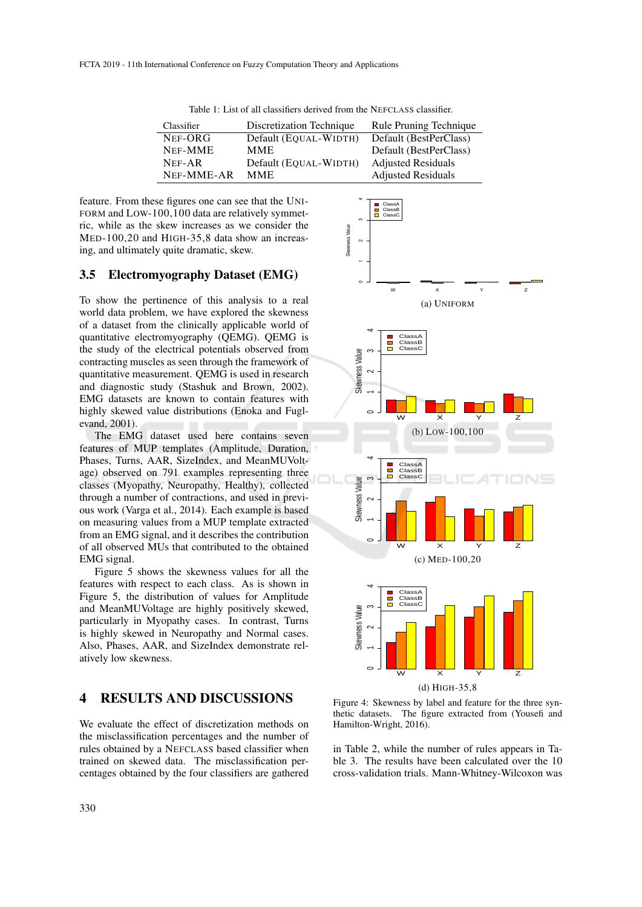Table 1: List of all classifiers derived from the NEFCLASS classifier.

| Classifier | Discretization Technique | Rule Pruning Technique |
|---|---|---|
| NEF-ORG | Default (EQUAL-WIDTH) | Default (BestPerClass) |
| NEF-MME | MME | Default (BestPerClass) |
| NEF-AR | Default (EQUAL-WIDTH) | Adjusted Residuals |
| NEF-MME-AR | MME | Adjusted Residuals |

feature. From these figures one can see that the UNIFORM and LOW-100,100 data are relatively symmetric, while as the skew increases as we consider the MED-100,20 and HIGH-35,8 data show an increasing, and ultimately quite dramatic, skew.

### 3.5 Electromyography Dataset (EMG)

To show the pertinence of this analysis to a real world data problem, we have explored the skewness of a dataset from the clinically applicable world of quantitative electromyography (QEMG). QEMG is the study of the electrical potentials observed from contracting muscles as seen through the framework of quantitative measurement. QEMG is used in research and diagnostic study (Stashuk and Brown, 2002). EMG datasets are known to contain features with highly skewed value distributions (Enoka and Fuglevand, 2001).

The EMG dataset used here contains seven features of MUP templates (Amplitude, Duration, Phases, Turns, AAR, SizeIndex, and MeanMUVoltage) observed on 791 examples representing three classes (Myopathy, Neuropathy, Healthy), collected through a number of contractions, and used in previous work (Varga et al., 2014). Each example is based on measuring values from a MUP template extracted from an EMG signal, and it describes the contribution of all observed MUs that contributed to the obtained EMG signal.

Figure 5 shows the skewness values for all the features with respect to each class. As is shown in Figure 5, the distribution of values for Amplitude and MeanMUVoltage are highly positively skewed, particularly in Myopathy cases. In contrast, Turns is highly skewed in Neuropathy and Normal cases. Also, Phases, AAR, and SizeIndex demonstrate relatively low skewness.

(a) UNIFORM

(b) LOW-100,100

(c) MED-100,20

(d) HIGH-35,8

Figure 4: Skewness by label and feature for the three synthetic datasets. The figure extracted from (Yousefi and Hamilton-Wright, 2016).

## 4 RESULTS AND DISCUSSIONS

We evaluate the effect of discretization methods on the misclassification percentages and the number of rules obtained by a NEFCLASS based classifier when trained on skewed data. The misclassification percentages obtained by the four classifiers are gathered in Table 2, while the number of rules appears in Table 3. The results have been calculated over the 10 cross-validation trials. Mann-Whitney-Wilcoxon was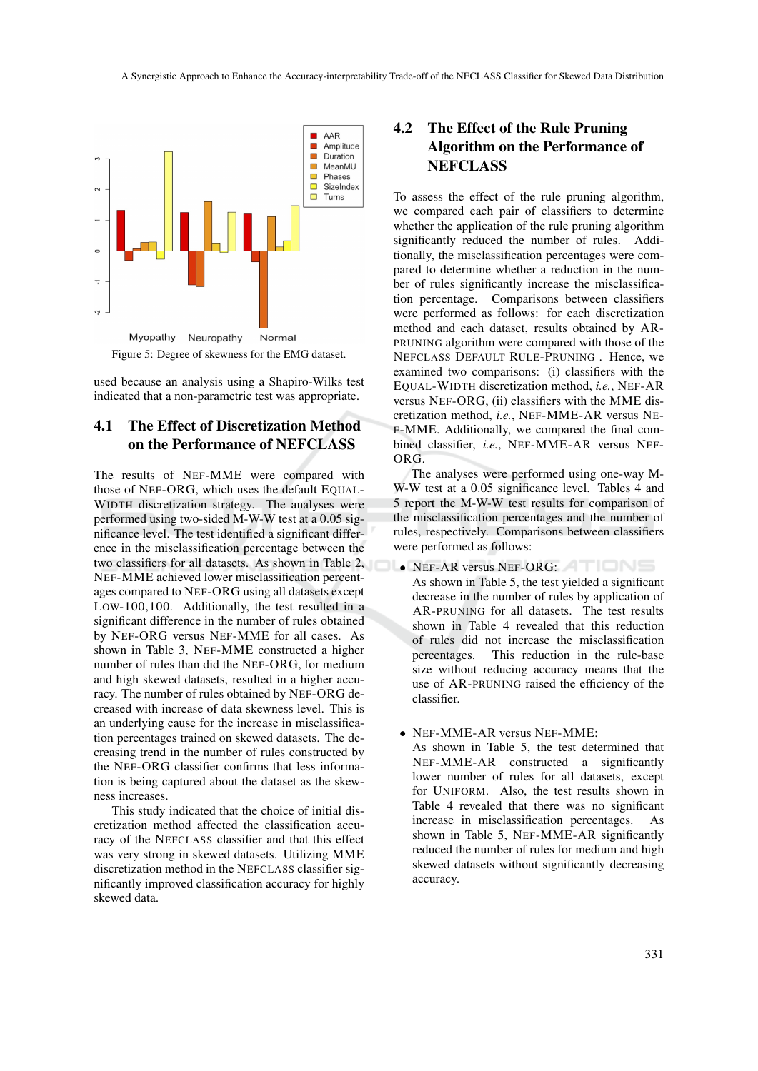Figure 5: Degree of skewness for the EMG dataset.

used because an analysis using a Shapiro-Wilks test indicated that a non-parametric test was appropriate.

## 4.1 The Effect of Discretization Method on the Performance of NEFCLASS

The results of NEF-MME were compared with those of NEF-ORG, which uses the default EQUAL-WIDTH discretization strategy. The analyses were performed using two-sided M-W-W test at a 0.05 significance level. The test identified a significant difference in the misclassification percentage between the two classifiers for all datasets. As shown in Table 2, NEF-MME achieved lower misclassification percentages compared to NEF-ORG using all datasets except LOW-100,100. Additionally, the test resulted in a significant difference in the number of rules obtained by NEF-ORG versus NEF-MME for all cases. As shown in Table 3, NEF-MME constructed a higher number of rules than did the NEF-ORG, for medium and high skewed datasets, resulted in a higher accuracy. The number of rules obtained by NEF-ORG decreased with increase of data skewness level. This is an underlying cause for the increase in misclassification percentages trained on skewed datasets. The decreasing trend in the number of rules constructed by the NEF-ORG classifier confirms that less information is being captured about the dataset as the skewness increases.

This study indicated that the choice of initial discretization method affected the classification accuracy of the NEFCLASS classifier and that this effect was very strong in skewed datasets. Utilizing MME discretization method in the NEFCLASS classifier significantly improved classification accuracy for highly skewed data.

## 4.2 The Effect of the Rule Pruning Algorithm on the Performance of NEFCLASS

To assess the effect of the rule pruning algorithm, we compared each pair of classifiers to determine whether the application of the rule pruning algorithm significantly reduced the number of rules. Additionally, the misclassification percentages were compared to determine whether a reduction in the number of rules significantly increase the misclassification percentage. Comparisons between classifiers were performed as follows: for each discretization method and each dataset, results obtained by AR-PRUNING algorithm were compared with those of the NEFCLASS DEFAULT RULE-PRUNING . Hence, we examined two comparisons: (i) classifiers with the EQUAL-WIDTH discretization method, *i.e.*, NEF-AR versus NEF-ORG, (ii) classifiers with the MME discretization method, *i.e.*, NEF-MME-AR versus NEF-MME. Additionally, we compared the final combined classifier, *i.e.*, NEF-MME-AR versus NEF-ORG.

The analyses were performed using one-way M-W-W test at a 0.05 significance level. Tables 4 and 5 report the M-W-W test results for comparison of the misclassification percentages and the number of rules, respectively. Comparisons between classifiers were performed as follows:

- NEF-AR versus NEF-ORG:
  As shown in Table 5, the test yielded a significant decrease in the number of rules by application of AR-PRUNING for all datasets. The test results shown in Table 4 revealed that this reduction of rules did not increase the misclassification percentages. This reduction in the rule-base size without reducing accuracy means that the use of AR-PRUNING raised the efficiency of the classifier.

- NEF-MME-AR versus NEF-MME:
  As shown in Table 5, the test determined that NEF-MME-AR constructed a significantly lower number of rules for all datasets, except for UNIFORM. Also, the test results shown in Table 4 revealed that there was no significant increase in misclassification percentages. As shown in Table 5, NEF-MME-AR significantly reduced the number of rules for medium and high skewed datasets without significantly decreasing accuracy.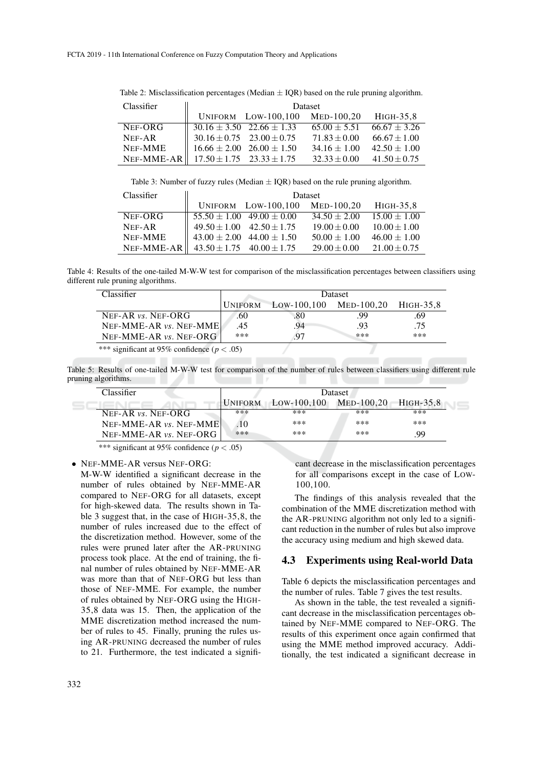Table 2: Misclassification percentages (Median $\pm$ IQR) based on the rule pruning algorithm.

| Classifier | Dataset | | | |
|---|---|---|---|---|
| | UNIFORM | LOW-100,100 | MED-100,20 | HIGH-35,8 |
| NEF-ORG | $30.16 \pm 3.50$ | $22.66 \pm 1.33$ | $65.00 \pm 5.51$ | $66.67 \pm 3.26$ |
| NEF-AR | $30.16 \pm 0.75$ | $23.00 \pm 0.75$ | $71.83 \pm 0.00$ | $66.67 \pm 1.00$ |
| NEF-MME | $16.66 \pm 2.00$ | $26.00 \pm 1.50$ | $34.16 \pm 1.00$ | $42.50 \pm 1.00$ |
| NEF-MME-AR | $17.50 \pm 1.75$ | $23.33 \pm 1.75$ | $32.33 \pm 0.00$ | $41.50 \pm 0.75$ |

Table 3: Number of fuzzy rules (Median $\pm$ IQR) based on the rule pruning algorithm.

| Classifier | Dataset | | | |
|---|---|---|---|---|
| | UNIFORM | LOW-100,100 | MED-100,20 | HIGH-35,8 |
| NEF-ORG | $55.50 \pm 1.00$ | $49.00 \pm 0.00$ | $34.50 \pm 2.00$ | $15.00 \pm 1.00$ |
| NEF-AR | $49.50 \pm 1.00$ | $42.50 \pm 1.75$ | $19.00 \pm 0.00$ | $10.00 \pm 1.00$ |
| NEF-MME | $43.00 \pm 2.00$ | $44.00 \pm 1.50$ | $50.00 \pm 1.00$ | $46.00 \pm 1.00$ |
| NEF-MME-AR | $43.50 \pm 1.75$ | $40.00 \pm 1.75$ | $29.00 \pm 0.00$ | $21.00 \pm 0.75$ |

Table 4: Results of the one-tailed M-W-W test for comparison of the misclassification percentages between classifiers using different rule pruning algorithms.

| Classifier | Dataset | | | |
|---|---|---|---|---|
| | UNIFORM | LOW-100,100 | MED-100,20 | HIGH-35,8 |
| NEF-AR *vs.* NEF-ORG | .60 | .80 | .99 | .69 |
| NEF-MME-AR *vs.* NEF-MME | .45 | .94 | .93 | .75 |
| NEF-MME-AR *vs.* NEF-ORG | *** | .97 | *** | *** |

*** significant at 95% confidence ($p < .05$)

Table 5: Results of one-tailed M-W-W test for comparison of the number of rules between classifiers using different rule pruning algorithms.

| Classifier | Dataset | | | |
|---|---|---|---|---|
| | UNIFORM | LOW-100,100 | MED-100,20 | HIGH-35,8 |
| NEF-AR *vs.* NEF-ORG | *** | *** | *** | *** |
| NEF-MME-AR *vs.* NEF-MME | .10 | *** | *** | *** |
| NEF-MME-AR *vs.* NEF-ORG | *** | *** | *** | .99 |

*** significant at 95% confidence ($p < .05$)

- NEF-MME-AR versus NEF-ORG:
  M-W-W identified a significant decrease in the number of rules obtained by NEF-MME-AR compared to NEF-ORG for all datasets, except for high-skewed data. The results shown in Table 3 suggest that, in the case of HIGH-35,8, the number of rules increased due to the effect of the discretization method. However, some of the rules were pruned later after the AR-PRUNING process took place. At the end of training, the final number of rules obtained by NEF-MME-AR was more than that of NEF-ORG but less than those of NEF-MME. For example, the number of rules obtained by NEF-ORG using the HIGH-35,8 data was 15. Then, the application of the MME discretization method increased the number of rules to 45. Finally, pruning the rules using AR-PRUNING decreased the number of rules to 21. Furthermore, the test indicated a significant decrease in the misclassification percentages for all comparisons except in the case of LOW-100,100.

The findings of this analysis revealed that the combination of the MME discretization method with the AR-PRUNING algorithm not only led to a significant reduction in the number of rules but also improve the accuracy using medium and high skewed data.

### 4.3 Experiments using Real-world Data

Table 6 depicts the misclassification percentages and the number of rules. Table 7 gives the test results.

As shown in the table, the test revealed a significant decrease in the misclassification percentages obtained by NEF-MME compared to NEF-ORG. The results of this experiment once again confirmed that using the MME method improved accuracy. Additionally, the test indicated a significant decrease in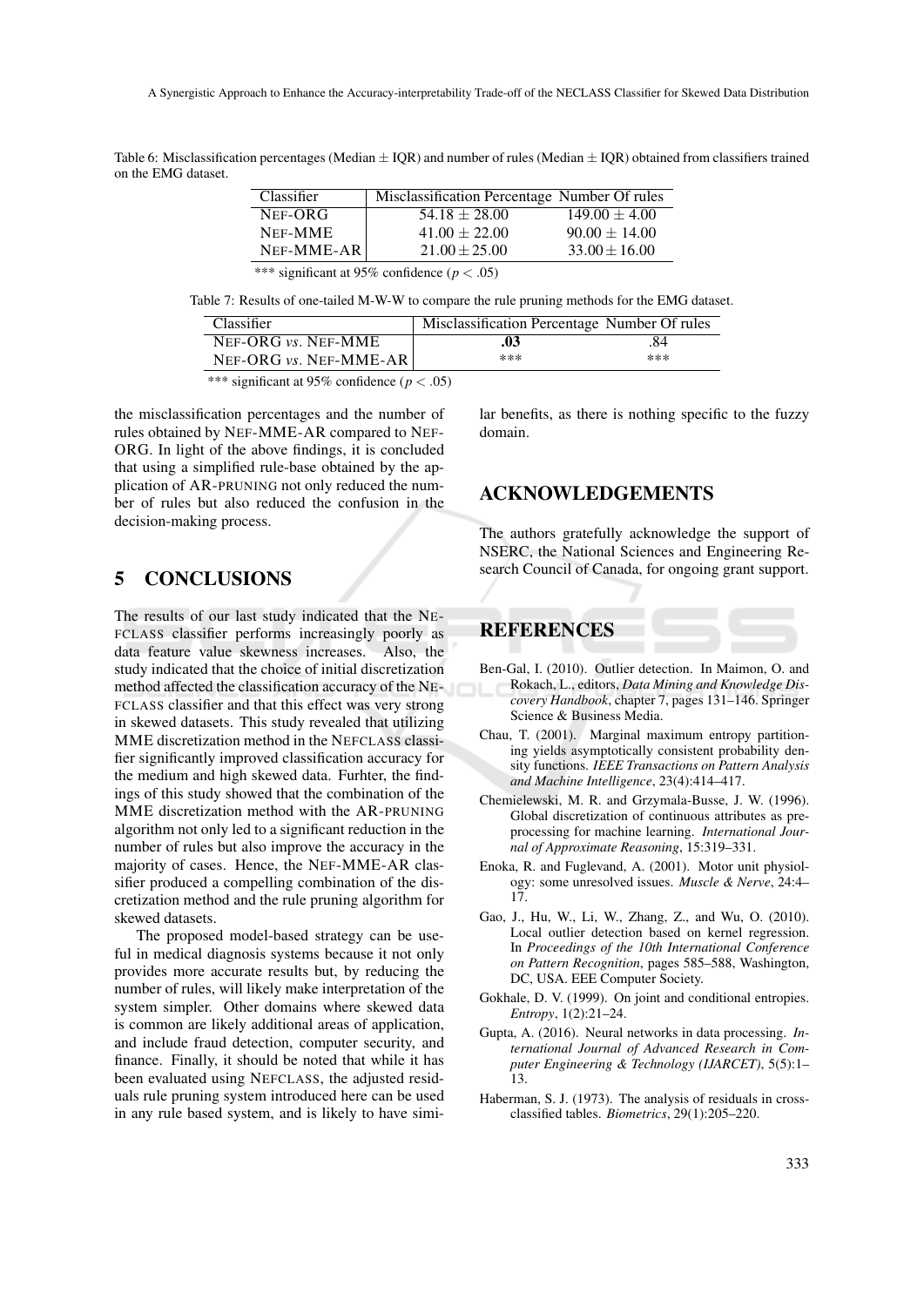Table 6: Misclassification percentages (Median ± IQR) and number of rules (Median ± IQR) obtained from classifiers trained on the EMG dataset.

| Classifier | Misclassification Percentage | Number Of rules |
|---|---|---|
| NEF-ORG | $54.18 \pm 28.00$ | $149.00 \pm 4.00$ |
| NEF-MME | $41.00 \pm 22.00$ | $90.00 \pm 14.00$ |
| NEF-MME-AR | $21.00 \pm 25.00$ | $33.00 \pm 16.00$ |

*** significant at 95% confidence ($p < .05$)

Table 7: Results of one-tailed M-W-W to compare the rule pruning methods for the EMG dataset.

| Classifier | Misclassification Percentage | Number Of rules |
|---|---|---|
| NEF-ORG *vs.* NEF-MME | **.03** | .84 |
| NEF-ORG *vs.* NEF-MME-AR | *** | *** |

*** significant at 95% confidence ($p < .05$)

the misclassification percentages and the number of rules obtained by NEF-MME-AR compared to NEF-ORG. In light of the above findings, it is concluded that using a simplified rule-base obtained by the application of AR-PRUNING not only reduced the number of rules but also reduced the confusion in the decision-making process.

## 5 CONCLUSIONS

The results of our last study indicated that the NEFCLASS classifier performs increasingly poorly as data feature value skewness increases. Also, the study indicated that the choice of initial discretization method affected the classification accuracy of the NEFCLASS classifier and that this effect was very strong in skewed datasets. This study revealed that utilizing MME discretization method in the NEFCLASS classifier significantly improved classification accuracy for the medium and high skewed data. Furhter, the findings of this study showed that the combination of the MME discretization method with the AR-PRUNING algorithm not only led to a significant reduction in the number of rules but also improve the accuracy in the majority of cases. Hence, the NEF-MME-AR classifier produced a compelling combination of the discretization method and the rule pruning algorithm for skewed datasets.

The proposed model-based strategy can be useful in medical diagnosis systems because it not only provides more accurate results but, by reducing the number of rules, will likely make interpretation of the system simpler. Other domains where skewed data is common are likely additional areas of application, and include fraud detection, computer security, and finance. Finally, it should be noted that while it has been evaluated using NEFCLASS, the adjusted residuals rule pruning system introduced here can be used in any rule based system, and is likely to have similar benefits, as there is nothing specific to the fuzzy domain.

## ACKNOWLEDGEMENTS

The authors gratefully acknowledge the support of NSERC, the National Sciences and Engineering Research Council of Canada, for ongoing grant support.

## REFERENCES

Ben-Gal, I. (2010). Outlier detection. In Maimon, O. and Rokach, L., editors, *Data Mining and Knowledge Discovery Handbook*, chapter 7, pages 131–146. Springer Science & Business Media.

Chau, T. (2001). Marginal maximum entropy partitioning yields asymptotically consistent probability density functions. *IEEE Transactions on Pattern Analysis and Machine Intelligence*, 23(4):414–417.

Chemielewski, M. R. and Grzymala-Busse, J. W. (1996). Global discretization of continuous attributes as preprocessing for machine learning. *International Journal of Approximate Reasoning*, 15:319–331.

Enoka, R. and Fuglevand, A. (2001). Motor unit physiology: some unresolved issues. *Muscle & Nerve*, 24:4–17.

Gao, J., Hu, W., Li, W., Zhang, Z., and Wu, O. (2010). Local outlier detection based on kernel regression. In *Proceedings of the 10th International Conference on Pattern Recognition*, pages 585–588, Washington, DC, USA. EEE Computer Society.

Gokhale, D. V. (1999). On joint and conditional entropies. *Entropy*, 1(2):21–24.

Gupta, A. (2016). Neural networks in data processing. *International Journal of Advanced Research in Computer Engineering & Technology (IJARCET)*, 5(5):1–13.

Haberman, S. J. (1973). The analysis of residuals in cross-classified tables. *Biometrics*, 29(1):205–220.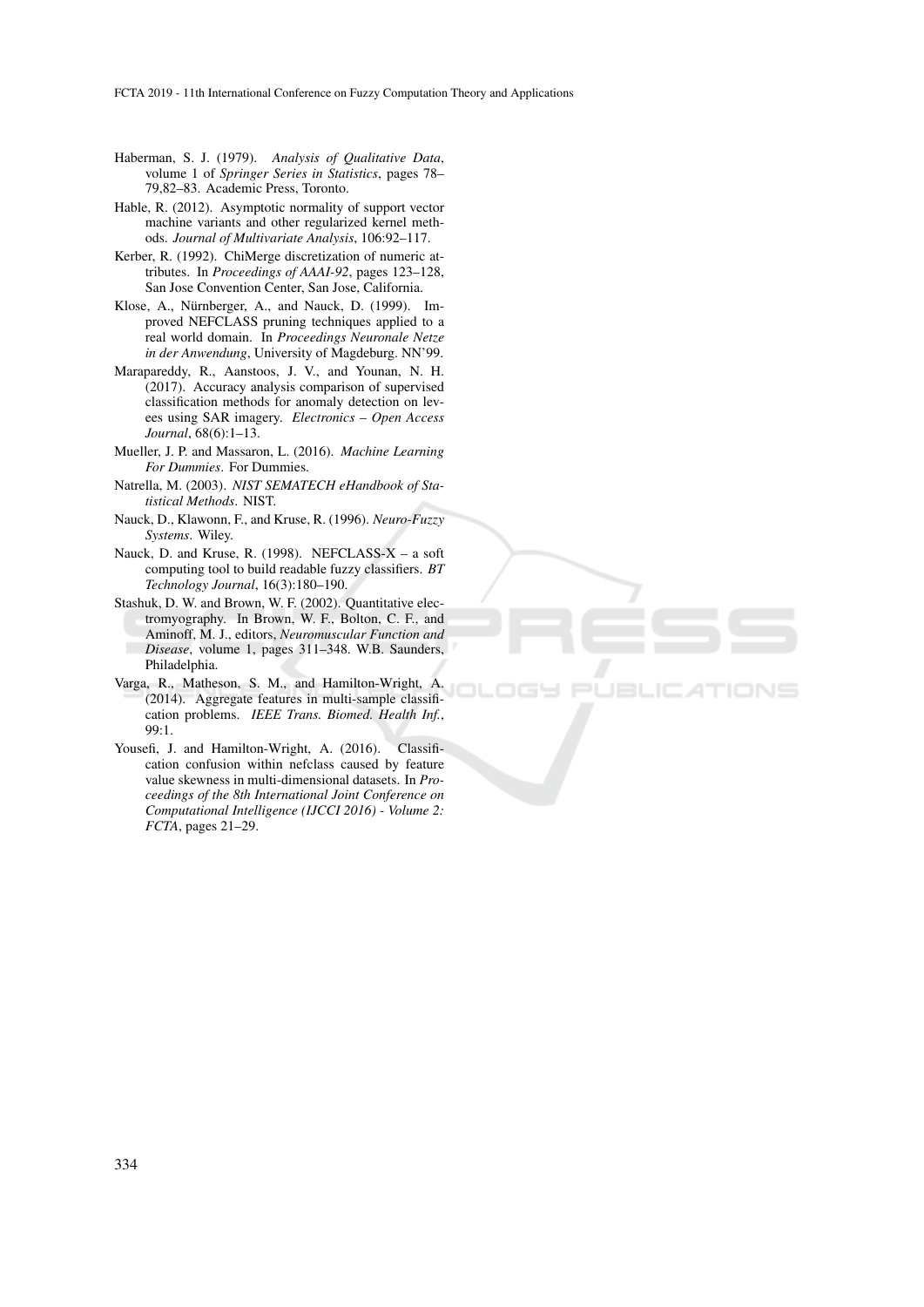Haberman, S. J. (1979). *Analysis of Qualitative Data*, volume 1 of *Springer Series in Statistics*, pages 78–79,82–83. Academic Press, Toronto.

Hable, R. (2012). Asymptotic normality of support vector machine variants and other regularized kernel methods. *Journal of Multivariate Analysis*, 106:92–117.

Kerber, R. (1992). ChiMerge discretization of numeric attributes. In *Proceedings of AAAI-92*, pages 123–128, San Jose Convention Center, San Jose, California.

Klose, A., Nürnberger, A., and Nauck, D. (1999). Improved NEFCLASS pruning techniques applied to a real world domain. In *Proceedings Neuronale Netze in der Anwendung*, University of Magdeburg. NN'99.

Marapareddy, R., Aanstoos, J. V., and Younan, N. H. (2017). Accuracy analysis comparison of supervised classification methods for anomaly detection on levees using SAR imagery. *Electronics – Open Access Journal*, 68(6):1–13.

Mueller, J. P. and Massaron, L. (2016). *Machine Learning For Dummies*. For Dummies.

Natrella, M. (2003). *NIST SEMATECH eHandbook of Statistical Methods*. NIST.

Nauck, D., Klawonn, F., and Kruse, R. (1996). *Neuro-Fuzzy Systems*. Wiley.

Nauck, D. and Kruse, R. (1998). NEFCLASS-X – a soft computing tool to build readable fuzzy classifiers. *BT Technology Journal*, 16(3):180–190.

Stashuk, D. W. and Brown, W. F. (2002). Quantitative electromyography. In Brown, W. F., Bolton, C. F., and Aminoff, M. J., editors, *Neuromuscular Function and Disease*, volume 1, pages 311–348. W.B. Saunders, Philadelphia.

Varga, R., Matheson, S. M., and Hamilton-Wright, A. (2014). Aggregate features in multi-sample classification problems. *IEEE Trans. Biomed. Health Inf.*, 99:1.

Yousefi, J. and Hamilton-Wright, A. (2016). Classification confusion within nefclass caused by feature value skewness in multi-dimensional datasets. In *Proceedings of the 8th International Joint Conference on Computational Intelligence (IJCCI 2016) - Volume 2: FCTA*, pages 21–29.